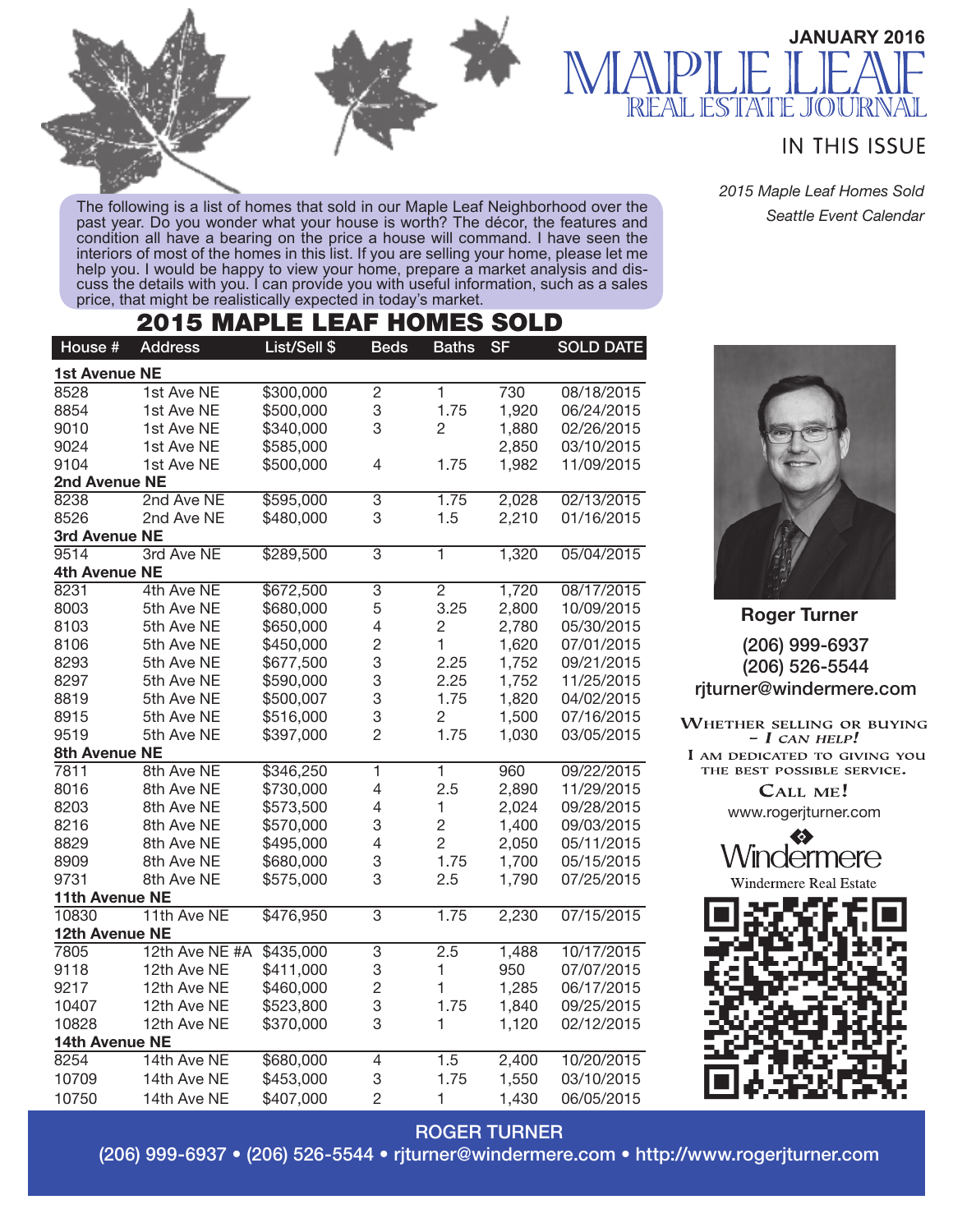JANUARY 2016

# MAPLE LEAF

## REAL ESTATE JOURNAL

IN THIS ISSUE

*2015 Maple Leaf Homes Sold*
*Seattle Event Calendar*

The following is a list of homes that sold in our Maple Leaf Neighborhood over the past year. Do you wonder what your house is worth? The décor, the features and condition all have a bearing on the price a house will command. I have seen the interiors of most of the homes in this list. If you are selling your home, please let me help you. I would be happy to view your home, prepare a market analysis and discuss the details with you. I can provide you with useful information, such as a sales price, that might be realistically expected in today's market.

## 2015 MAPLE LEAF HOMES SOLD

| House # | Address | List/Sell $ | Beds | Baths | SF | SOLD DATE |
|---|---|---|---|---|---|---|
| **1st Avenue NE** | | | | | | |
| 8528 | 1st Ave NE | $300,000 | 2 | 1 | 730 | 08/18/2015 |
| 8854 | 1st Ave NE | $500,000 | 3 | 1.75 | 1,920 | 06/24/2015 |
| 9010 | 1st Ave NE | $340,000 | 3 | 2 | 1,880 | 02/26/2015 |
| 9024 | 1st Ave NE | $585,000 | | | 2,850 | 03/10/2015 |
| 9104 | 1st Ave NE | $500,000 | 4 | 1.75 | 1,982 | 11/09/2015 |
| **2nd Avenue NE** | | | | | | |
| 8238 | 2nd Ave NE | $595,000 | 3 | 1.75 | 2,028 | 02/13/2015 |
| 8526 | 2nd Ave NE | $480,000 | 3 | 1.5 | 2,210 | 01/16/2015 |
| **3rd Avenue NE** | | | | | | |
| 9514 | 3rd Ave NE | $289,500 | 3 | 1 | 1,320 | 05/04/2015 |
| **4th Avenue NE** | | | | | | |
| 8231 | 4th Ave NE | $672,500 | 3 | 2 | 1,720 | 08/17/2015 |
| 8003 | 5th Ave NE | $680,000 | 5 | 3.25 | 2,800 | 10/09/2015 |
| 8103 | 5th Ave NE | $650,000 | 4 | 2 | 2,780 | 05/30/2015 |
| 8106 | 5th Ave NE | $450,000 | 2 | 1 | 1,620 | 07/01/2015 |
| 8293 | 5th Ave NE | $677,500 | 3 | 2.25 | 1,752 | 09/21/2015 |
| 8297 | 5th Ave NE | $590,000 | 3 | 2.25 | 1,752 | 11/25/2015 |
| 8819 | 5th Ave NE | $500,007 | 3 | 1.75 | 1,820 | 04/02/2015 |
| 8915 | 5th Ave NE | $516,000 | 3 | 2 | 1,500 | 07/16/2015 |
| 9519 | 5th Ave NE | $397,000 | 2 | 1.75 | 1,030 | 03/05/2015 |
| **8th Avenue NE** | | | | | | |
| 7811 | 8th Ave NE | $346,250 | 1 | 1 | 960 | 09/22/2015 |
| 8016 | 8th Ave NE | $730,000 | 4 | 2.5 | 2,890 | 11/29/2015 |
| 8203 | 8th Ave NE | $573,500 | 4 | 1 | 2,024 | 09/28/2015 |
| 8216 | 8th Ave NE | $570,000 | 3 | 2 | 1,400 | 09/03/2015 |
| 8829 | 8th Ave NE | $495,000 | 4 | 2 | 2,050 | 05/11/2015 |
| 8909 | 8th Ave NE | $680,000 | 3 | 1.75 | 1,700 | 05/15/2015 |
| 9731 | 8th Ave NE | $575,000 | 3 | 2.5 | 1,790 | 07/25/2015 |
| **11th Avenue NE** | | | | | | |
| 10830 | 11th Ave NE | $476,950 | 3 | 1.75 | 2,230 | 07/15/2015 |
| **12th Avenue NE** | | | | | | |
| 7805 | 12th Ave NE #A | $435,000 | 3 | 2.5 | 1,488 | 10/17/2015 |
| 9118 | 12th Ave NE | $411,000 | 3 | 1 | 950 | 07/07/2015 |
| 9217 | 12th Ave NE | $460,000 | 2 | 1 | 1,285 | 06/17/2015 |
| 10407 | 12th Ave NE | $523,800 | 3 | 1.75 | 1,840 | 09/25/2015 |
| 10828 | 12th Ave NE | $370,000 | 3 | 1 | 1,120 | 02/12/2015 |
| **14th Avenue NE** | | | | | | |
| 8254 | 14th Ave NE | $680,000 | 4 | 1.5 | 2,400 | 10/20/2015 |
| 10709 | 14th Ave NE | $453,000 | 3 | 1.75 | 1,550 | 03/10/2015 |
| 10750 | 14th Ave NE | $407,000 | 2 | 1 | 1,430 | 06/05/2015 |

**Roger Turner**

(206) 999-6937
(206) 526-5544
rjturner@windermere.com

WHETHER SELLING OR BUYING – *I CAN HELP!*
I AM DEDICATED TO GIVING YOU THE BEST POSSIBLE SERVICE.

CALL ME!

www.rogerjturner.com

Windermere
Windermere Real Estate

**ROGER TURNER**
(206) 999-6937 • (206) 526-5544 • rjturner@windermere.com • http://www.rogerjturner.com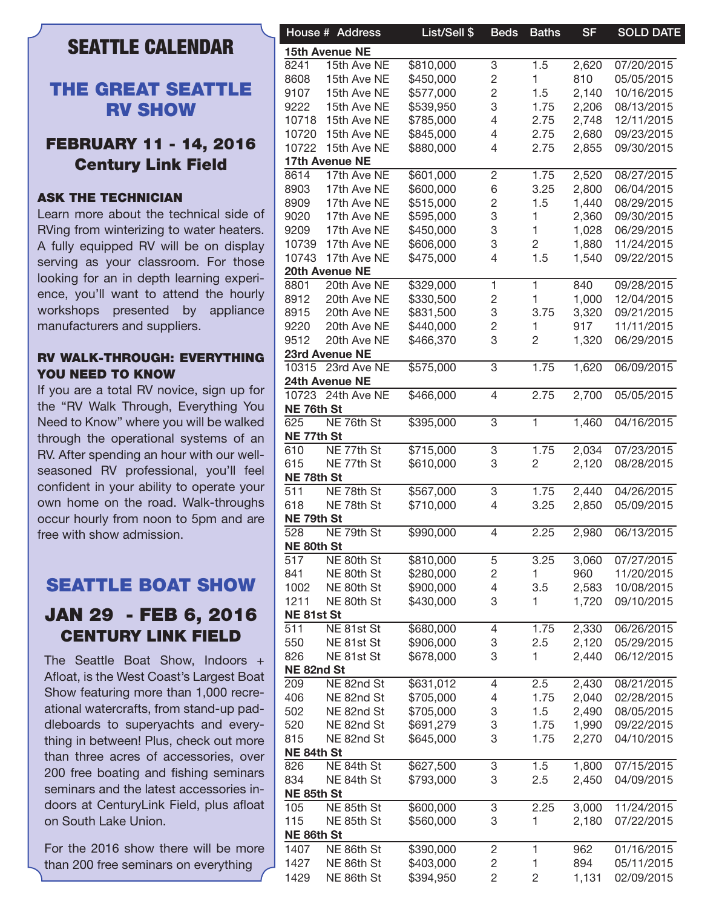# SEATTLE CALENDAR

## THE GREAT SEATTLE RV SHOW

### FEBRUARY 11 - 14, 2016
### Century Link Field

**ASK THE TECHNICIAN**

Learn more about the technical side of RVing from winterizing to water heaters. A fully equipped RV will be on display serving as your classroom. For those looking for an in depth learning experience, you'll want to attend the hourly workshops presented by appliance manufacturers and suppliers.

**RV WALK-THROUGH: EVERYTHING YOU NEED TO KNOW**

If you are a total RV novice, sign up for the "RV Walk Through, Everything You Need to Know" where you will be walked through the operational systems of an RV. After spending an hour with our well-seasoned RV professional, you'll feel confident in your ability to operate your own home on the road. Walk-throughs occur hourly from noon to 5pm and are free with show admission.

## SEATTLE BOAT SHOW

### JAN 29 - FEB 6, 2016
### CENTURY LINK FIELD

The Seattle Boat Show, Indoors + Afloat, is the West Coast's Largest Boat Show featuring more than 1,000 recreational watercrafts, from stand-up paddleboards to superyachts and everything in between! Plus, check out more than three acres of accessories, over 200 free boating and fishing seminars seminars and the latest accessories indoors at CenturyLink Field, plus afloat on South Lake Union.

For the 2016 show there will be more than 200 free seminars on everything

| House # | Address | List/Sell $ | Beds | Baths | SF | SOLD DATE |
|---|---|---|---|---|---|---|
| **15th Avenue NE** | | | | | | |
| 8241 | 15th Ave NE | $810,000 | 3 | 1.5 | 2,620 | 07/20/2015 |
| 8608 | 15th Ave NE | $450,000 | 2 | 1 | 810 | 05/05/2015 |
| 9107 | 15th Ave NE | $577,000 | 2 | 1.5 | 2,140 | 10/16/2015 |
| 9222 | 15th Ave NE | $539,950 | 3 | 1.75 | 2,206 | 08/13/2015 |
| 10718 | 15th Ave NE | $785,000 | 4 | 2.75 | 2,748 | 12/11/2015 |
| 10720 | 15th Ave NE | $845,000 | 4 | 2.75 | 2,680 | 09/23/2015 |
| 10722 | 15th Ave NE | $880,000 | 4 | 2.75 | 2,855 | 09/30/2015 |
| **17th Avenue NE** | | | | | | |
| 8614 | 17th Ave NE | $601,000 | 2 | 1.75 | 2,520 | 08/27/2015 |
| 8903 | 17th Ave NE | $600,000 | 6 | 3.25 | 2,800 | 06/04/2015 |
| 8909 | 17th Ave NE | $515,000 | 2 | 1.5 | 1,440 | 08/29/2015 |
| 9020 | 17th Ave NE | $595,000 | 3 | 1 | 2,360 | 09/30/2015 |
| 9209 | 17th Ave NE | $450,000 | 3 | 1 | 1,028 | 06/29/2015 |
| 10739 | 17th Ave NE | $606,000 | 3 | 2 | 1,880 | 11/24/2015 |
| 10743 | 17th Ave NE | $475,000 | 4 | 1.5 | 1,540 | 09/22/2015 |
| **20th Avenue NE** | | | | | | |
| 8801 | 20th Ave NE | $329,000 | 1 | 1 | 840 | 09/28/2015 |
| 8912 | 20th Ave NE | $330,500 | 2 | 1 | 1,000 | 12/04/2015 |
| 8915 | 20th Ave NE | $831,500 | 3 | 3.75 | 3,320 | 09/21/2015 |
| 9220 | 20th Ave NE | $440,000 | 2 | 1 | 917 | 11/11/2015 |
| 9512 | 20th Ave NE | $466,370 | 3 | 2 | 1,320 | 06/29/2015 |
| **23rd Avenue NE** | | | | | | |
| 10315 | 23rd Ave NE | $575,000 | 3 | 1.75 | 1,620 | 06/09/2015 |
| **24th Avenue NE** | | | | | | |
| 10723 | 24th Ave NE | $466,000 | 4 | 2.75 | 2,700 | 05/05/2015 |
| **NE 76th St** | | | | | | |
| 625 | NE 76th St | $395,000 | 3 | 1 | 1,460 | 04/16/2015 |
| **NE 77th St** | | | | | | |
| 610 | NE 77th St | $715,000 | 3 | 1.75 | 2,034 | 07/23/2015 |
| 615 | NE 77th St | $610,000 | 3 | 2 | 2,120 | 08/28/2015 |
| **NE 78th St** | | | | | | |
| 511 | NE 78th St | $567,000 | 3 | 1.75 | 2,440 | 04/26/2015 |
| 618 | NE 78th St | $710,000 | 4 | 3.25 | 2,850 | 05/09/2015 |
| **NE 79th St** | | | | | | |
| 528 | NE 79th St | $990,000 | 4 | 2.25 | 2,980 | 06/13/2015 |
| **NE 80th St** | | | | | | |
| 517 | NE 80th St | $810,000 | 5 | 3.25 | 3,060 | 07/27/2015 |
| 841 | NE 80th St | $280,000 | 2 | 1 | 960 | 11/20/2015 |
| 1002 | NE 80th St | $900,000 | 4 | 3.5 | 2,583 | 10/08/2015 |
| 1211 | NE 80th St | $430,000 | 3 | 1 | 1,720 | 09/10/2015 |
| **NE 81st St** | | | | | | |
| 511 | NE 81st St | $680,000 | 4 | 1.75 | 2,330 | 06/26/2015 |
| 550 | NE 81st St | $906,000 | 3 | 2.5 | 2,120 | 05/29/2015 |
| 826 | NE 81st St | $678,000 | 3 | 1 | 2,440 | 06/12/2015 |
| **NE 82nd St** | | | | | | |
| 209 | NE 82nd St | $631,012 | 4 | 2.5 | 2,430 | 08/21/2015 |
| 406 | NE 82nd St | $705,000 | 4 | 1.75 | 2,040 | 02/28/2015 |
| 502 | NE 82nd St | $705,000 | 3 | 1.5 | 2,490 | 08/05/2015 |
| 520 | NE 82nd St | $691,279 | 3 | 1.75 | 1,990 | 09/22/2015 |
| 815 | NE 82nd St | $645,000 | 3 | 1.75 | 2,270 | 04/10/2015 |
| **NE 84th St** | | | | | | |
| 826 | NE 84th St | $627,500 | 3 | 1.5 | 1,800 | 07/15/2015 |
| 834 | NE 84th St | $793,000 | 3 | 2.5 | 2,450 | 04/09/2015 |
| **NE 85th St** | | | | | | |
| 105 | NE 85th St | $600,000 | 3 | 2.25 | 3,000 | 11/24/2015 |
| 115 | NE 85th St | $560,000 | 3 | 1 | 2,180 | 07/22/2015 |
| **NE 86th St** | | | | | | |
| 1407 | NE 86th St | $390,000 | 2 | 1 | 962 | 01/16/2015 |
| 1427 | NE 86th St | $403,000 | 2 | 1 | 894 | 05/11/2015 |
| 1429 | NE 86th St | $394,950 | 2 | 2 | 1,131 | 02/09/2015 |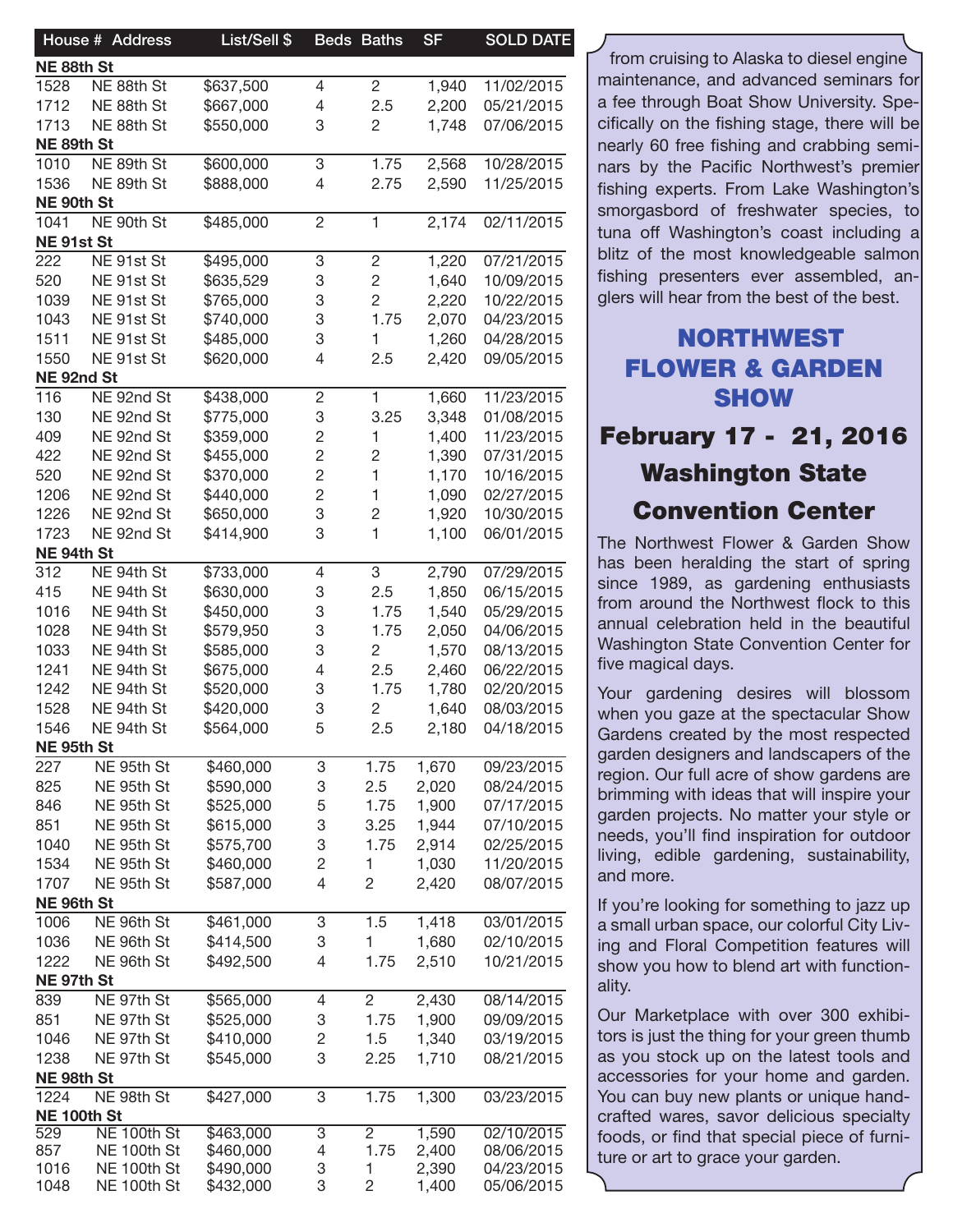| House # | Address | List/Sell $ | Beds | Baths | SF | SOLD DATE |
|---|---|---|---|---|---|---|
| **NE 88th St** | | | | | | |
| 1528 | NE 88th St | $637,500 | 4 | 2 | 1,940 | 11/02/2015 |
| 1712 | NE 88th St | $667,000 | 4 | 2.5 | 2,200 | 05/21/2015 |
| 1713 | NE 88th St | $550,000 | 3 | 2 | 1,748 | 07/06/2015 |
| **NE 89th St** | | | | | | |
| 1010 | NE 89th St | $600,000 | 3 | 1.75 | 2,568 | 10/28/2015 |
| 1536 | NE 89th St | $888,000 | 4 | 2.75 | 2,590 | 11/25/2015 |
| **NE 90th St** | | | | | | |
| 1041 | NE 90th St | $485,000 | 2 | 1 | 2,174 | 02/11/2015 |
| **NE 91st St** | | | | | | |
| 222 | NE 91st St | $495,000 | 3 | 2 | 1,220 | 07/21/2015 |
| 520 | NE 91st St | $635,529 | 3 | 2 | 1,640 | 10/09/2015 |
| 1039 | NE 91st St | $765,000 | 3 | 2 | 2,220 | 10/22/2015 |
| 1043 | NE 91st St | $740,000 | 3 | 1.75 | 2,070 | 04/23/2015 |
| 1511 | NE 91st St | $485,000 | 3 | 1 | 1,260 | 04/28/2015 |
| 1550 | NE 91st St | $620,000 | 4 | 2.5 | 2,420 | 09/05/2015 |
| **NE 92nd St** | | | | | | |
| 116 | NE 92nd St | $438,000 | 2 | 1 | 1,660 | 11/23/2015 |
| 130 | NE 92nd St | $775,000 | 3 | 3.25 | 3,348 | 01/08/2015 |
| 409 | NE 92nd St | $359,000 | 2 | 1 | 1,400 | 11/23/2015 |
| 422 | NE 92nd St | $455,000 | 2 | 2 | 1,390 | 07/31/2015 |
| 520 | NE 92nd St | $370,000 | 2 | 1 | 1,170 | 10/16/2015 |
| 1206 | NE 92nd St | $440,000 | 2 | 1 | 1,090 | 02/27/2015 |
| 1226 | NE 92nd St | $650,000 | 3 | 2 | 1,920 | 10/30/2015 |
| 1723 | NE 92nd St | $414,900 | 3 | 1 | 1,100 | 06/01/2015 |
| **NE 94th St** | | | | | | |
| 312 | NE 94th St | $733,000 | 4 | 3 | 2,790 | 07/29/2015 |
| 415 | NE 94th St | $630,000 | 3 | 2.5 | 1,850 | 06/15/2015 |
| 1016 | NE 94th St | $450,000 | 3 | 1.75 | 1,540 | 05/29/2015 |
| 1028 | NE 94th St | $579,950 | 3 | 1.75 | 2,050 | 04/06/2015 |
| 1033 | NE 94th St | $585,000 | 3 | 2 | 1,570 | 08/13/2015 |
| 1241 | NE 94th St | $675,000 | 4 | 2.5 | 2,460 | 06/22/2015 |
| 1242 | NE 94th St | $520,000 | 3 | 1.75 | 1,780 | 02/20/2015 |
| 1528 | NE 94th St | $420,000 | 3 | 2 | 1,640 | 08/03/2015 |
| 1546 | NE 94th St | $564,000 | 5 | 2.5 | 2,180 | 04/18/2015 |
| **NE 95th St** | | | | | | |
| 227 | NE 95th St | $460,000 | 3 | 1.75 | 1,670 | 09/23/2015 |
| 825 | NE 95th St | $590,000 | 3 | 2.5 | 2,020 | 08/24/2015 |
| 846 | NE 95th St | $525,000 | 5 | 1.75 | 1,900 | 07/17/2015 |
| 851 | NE 95th St | $615,000 | 3 | 3.25 | 1,944 | 07/10/2015 |
| 1040 | NE 95th St | $575,700 | 3 | 1.75 | 2,914 | 02/25/2015 |
| 1534 | NE 95th St | $460,000 | 2 | 1 | 1,030 | 11/20/2015 |
| 1707 | NE 95th St | $587,000 | 4 | 2 | 2,420 | 08/07/2015 |
| **NE 96th St** | | | | | | |
| 1006 | NE 96th St | $461,000 | 3 | 1.5 | 1,418 | 03/01/2015 |
| 1036 | NE 96th St | $414,500 | 3 | 1 | 1,680 | 02/10/2015 |
| 1222 | NE 96th St | $492,500 | 4 | 1.75 | 2,510 | 10/21/2015 |
| **NE 97th St** | | | | | | |
| 839 | NE 97th St | $565,000 | 4 | 2 | 2,430 | 08/14/2015 |
| 851 | NE 97th St | $525,000 | 3 | 1.75 | 1,900 | 09/09/2015 |
| 1046 | NE 97th St | $410,000 | 2 | 1.5 | 1,340 | 03/19/2015 |
| 1238 | NE 97th St | $545,000 | 3 | 2.25 | 1,710 | 08/21/2015 |
| **NE 98th St** | | | | | | |
| 1224 | NE 98th St | $427,000 | 3 | 1.75 | 1,300 | 03/23/2015 |
| **NE 100th St** | | | | | | |
| 529 | NE 100th St | $463,000 | 3 | 2 | 1,590 | 02/10/2015 |
| 857 | NE 100th St | $460,000 | 4 | 1.75 | 2,400 | 08/06/2015 |
| 1016 | NE 100th St | $490,000 | 3 | 1 | 2,390 | 04/23/2015 |
| 1048 | NE 100th St | $432,000 | 3 | 2 | 1,400 | 05/06/2015 |

from cruising to Alaska to diesel engine maintenance, and advanced seminars for a fee through Boat Show University. Specifically on the fishing stage, there will be nearly 60 free fishing and crabbing seminars by the Pacific Northwest's premier fishing experts. From Lake Washington's smorgasbord of freshwater species, to tuna off Washington's coast including a blitz of the most knowledgeable salmon fishing presenters ever assembled, anglers will hear from the best of the best.

## NORTHWEST FLOWER & GARDEN SHOW

### February 17 - 21, 2016
### Washington State Convention Center

The Northwest Flower & Garden Show has been heralding the start of spring since 1989, as gardening enthusiasts from around the Northwest flock to this annual celebration held in the beautiful Washington State Convention Center for five magical days.

Your gardening desires will blossom when you gaze at the spectacular Show Gardens created by the most respected garden designers and landscapers of the region. Our full acre of show gardens are brimming with ideas that will inspire your garden projects. No matter your style or needs, you'll find inspiration for outdoor living, edible gardening, sustainability, and more.

If you're looking for something to jazz up a small urban space, our colorful City Living and Floral Competition features will show you how to blend art with functionality.

Our Marketplace with over 300 exhibitors is just the thing for your green thumb as you stock up on the latest tools and accessories for your home and garden. You can buy new plants or unique handcrafted wares, savor delicious specialty foods, or find that special piece of furniture or art to grace your garden.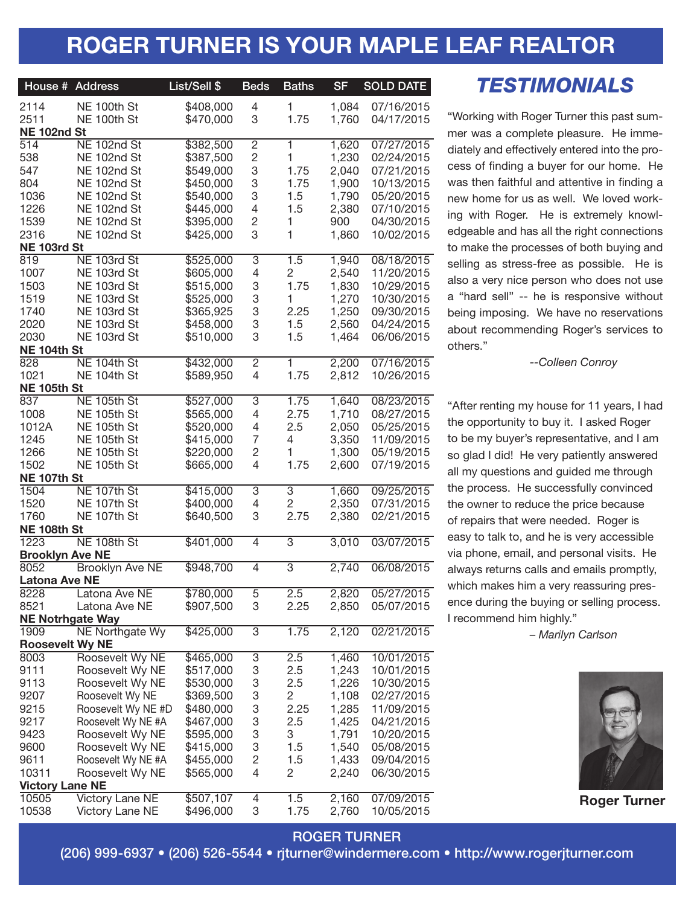# ROGER TURNER IS YOUR MAPLE LEAF REALTOR

| House # | Address | List/Sell $ | Beds | Baths | SF | SOLD DATE |
|---|---|---|---|---|---|---|
| 2114 | NE 100th St | $408,000 | 4 | 1 | 1,084 | 07/16/2015 |
| 2511 | NE 100th St | $470,000 | 3 | 1.75 | 1,760 | 04/17/2015 |
| **NE 102nd St** | | | | | | |
| 514 | NE 102nd St | $382,500 | 2 | 1 | 1,620 | 07/27/2015 |
| 538 | NE 102nd St | $387,500 | 2 | 1 | 1,230 | 02/24/2015 |
| 547 | NE 102nd St | $549,000 | 3 | 1.75 | 2,040 | 07/21/2015 |
| 804 | NE 102nd St | $450,000 | 3 | 1.75 | 1,900 | 10/13/2015 |
| 1036 | NE 102nd St | $540,000 | 3 | 1.5 | 1,790 | 05/20/2015 |
| 1226 | NE 102nd St | $445,000 | 4 | 1.5 | 2,380 | 07/10/2015 |
| 1539 | NE 102nd St | $395,000 | 2 | 1 | 900 | 04/30/2015 |
| 2316 | NE 102nd St | $425,000 | 3 | 1 | 1,860 | 10/02/2015 |
| **NE 103rd St** | | | | | | |
| 819 | NE 103rd St | $525,000 | 3 | 1.5 | 1,940 | 08/18/2015 |
| 1007 | NE 103rd St | $605,000 | 4 | 2 | 2,540 | 11/20/2015 |
| 1503 | NE 103rd St | $515,000 | 3 | 1.75 | 1,830 | 10/29/2015 |
| 1519 | NE 103rd St | $525,000 | 3 | 1 | 1,270 | 10/30/2015 |
| 1740 | NE 103rd St | $365,925 | 3 | 2.25 | 1,250 | 09/30/2015 |
| 2020 | NE 103rd St | $458,000 | 3 | 1.5 | 2,560 | 04/24/2015 |
| 2030 | NE 103rd St | $510,000 | 3 | 1.5 | 1,464 | 06/06/2015 |
| **NE 104th St** | | | | | | |
| 828 | NE 104th St | $432,000 | 2 | 1 | 2,200 | 07/16/2015 |
| 1021 | NE 104th St | $589,950 | 4 | 1.75 | 2,812 | 10/26/2015 |
| **NE 105th St** | | | | | | |
| 837 | NE 105th St | $527,000 | 3 | 1.75 | 1,640 | 08/23/2015 |
| 1008 | NE 105th St | $565,000 | 4 | 2.75 | 1,710 | 08/27/2015 |
| 1012A | NE 105th St | $520,000 | 4 | 2.5 | 2,050 | 05/25/2015 |
| 1245 | NE 105th St | $415,000 | 7 | 4 | 3,350 | 11/09/2015 |
| 1266 | NE 105th St | $220,000 | 2 | 1 | 1,300 | 05/19/2015 |
| 1502 | NE 105th St | $665,000 | 4 | 1.75 | 2,600 | 07/19/2015 |
| **NE 107th St** | | | | | | |
| 1504 | NE 107th St | $415,000 | 3 | 3 | 1,660 | 09/25/2015 |
| 1520 | NE 107th St | $400,000 | 4 | 2 | 2,350 | 07/31/2015 |
| 1760 | NE 107th St | $640,500 | 3 | 2.75 | 2,380 | 02/21/2015 |
| **NE 108th St** | | | | | | |
| 1223 | NE 108th St | $401,000 | 4 | 3 | 3,010 | 03/07/2015 |
| **Brooklyn Ave NE** | | | | | | |
| 8052 | Brooklyn Ave NE | $948,700 | 4 | 3 | 2,740 | 06/08/2015 |
| **Latona Ave NE** | | | | | | |
| 8228 | Latona Ave NE | $780,000 | 5 | 2.5 | 2,820 | 05/27/2015 |
| 8521 | Latona Ave NE | $907,500 | 3 | 2.25 | 2,850 | 05/07/2015 |
| **NE Notrhgate Way** | | | | | | |
| 1909 | NE Northgate Wy | $425,000 | 3 | 1.75 | 2,120 | 02/21/2015 |
| **Roosevelt Wy NE** | | | | | | |
| 8003 | Roosevelt Wy NE | $465,000 | 3 | 2.5 | 1,460 | 10/01/2015 |
| 9111 | Roosevelt Wy NE | $517,000 | 3 | 2.5 | 1,243 | 10/01/2015 |
| 9113 | Roosevelt Wy NE | $530,000 | 3 | 2.5 | 1,226 | 10/30/2015 |
| 9207 | Roosevelt Wy NE | $369,500 | 3 | 2 | 1,108 | 02/27/2015 |
| 9215 | Roosevelt Wy NE #D | $480,000 | 3 | 2.25 | 1,285 | 11/09/2015 |
| 9217 | Roosevelt Wy NE #A | $467,000 | 3 | 2.5 | 1,425 | 04/21/2015 |
| 9423 | Roosevelt Wy NE | $595,000 | 3 | 3 | 1,791 | 10/20/2015 |
| 9600 | Roosevelt Wy NE | $415,000 | 3 | 1.5 | 1,540 | 05/08/2015 |
| 9611 | Roosevelt Wy NE #A | $455,000 | 2 | 1.5 | 1,433 | 09/04/2015 |
| 10311 | Roosevelt Wy NE | $565,000 | 4 | 2 | 2,240 | 06/30/2015 |
| **Victory Lane NE** | | | | | | |
| 10505 | Victory Lane NE | $507,107 | 4 | 1.5 | 2,160 | 07/09/2015 |
| 10538 | Victory Lane NE | $496,000 | 3 | 1.75 | 2,760 | 10/05/2015 |

## *TESTIMONIALS*

"Working with Roger Turner this past summer was a complete pleasure. He immediately and effectively entered into the process of finding a buyer for our home. He was then faithful and attentive in finding a new home for us as well. We loved working with Roger. He is extremely knowledgeable and has all the right connections to make the processes of both buying and selling as stress-free as possible. He is also a very nice person who does not use a "hard sell" -- he is responsive without being imposing. We have no reservations about recommending Roger's services to others."

*--Colleen Conroy*

"After renting my house for 11 years, I had the opportunity to buy it. I asked Roger to be my buyer's representative, and I am so glad I did! He very patiently answered all my questions and guided me through the process. He successfully convinced the owner to reduce the price because of repairs that were needed. Roger is easy to talk to, and he is very accessible via phone, email, and personal visits. He always returns calls and emails promptly, which makes him a very reassuring presence during the buying or selling process. I recommend him highly."

*– Marilyn Carlson*

**Roger Turner**

ROGER TURNER
(206) 999-6937 • (206) 526-5544 • rjturner@windermere.com • http://www.rogerjturner.com